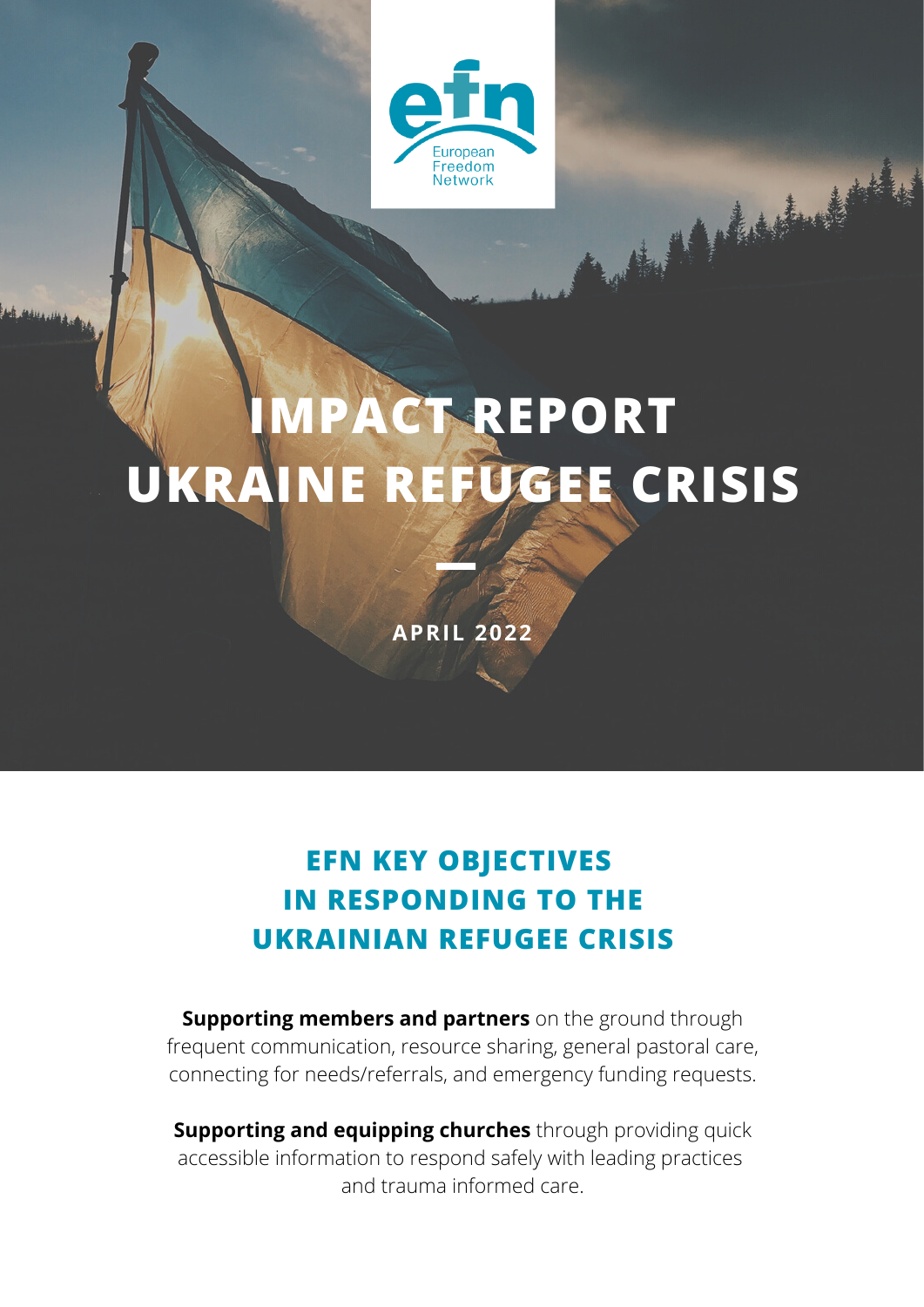European Freedom Network

# IMPACT REPORT UKRAINE REFUGEE CRISIS

**APRIL 2022**

## EFN KEY OBJECTIVES IN RESPONDING TO THE UKRAINIAN REFUGEE CRISIS

**Supporting members and partners** on the ground through frequent communication, resource sharing, general pastoral care, connecting for needs/referrals, and emergency funding requests.

**Supporting and equipping churches** through providing quick accessible information to respond safely with leading practices and trauma informed care.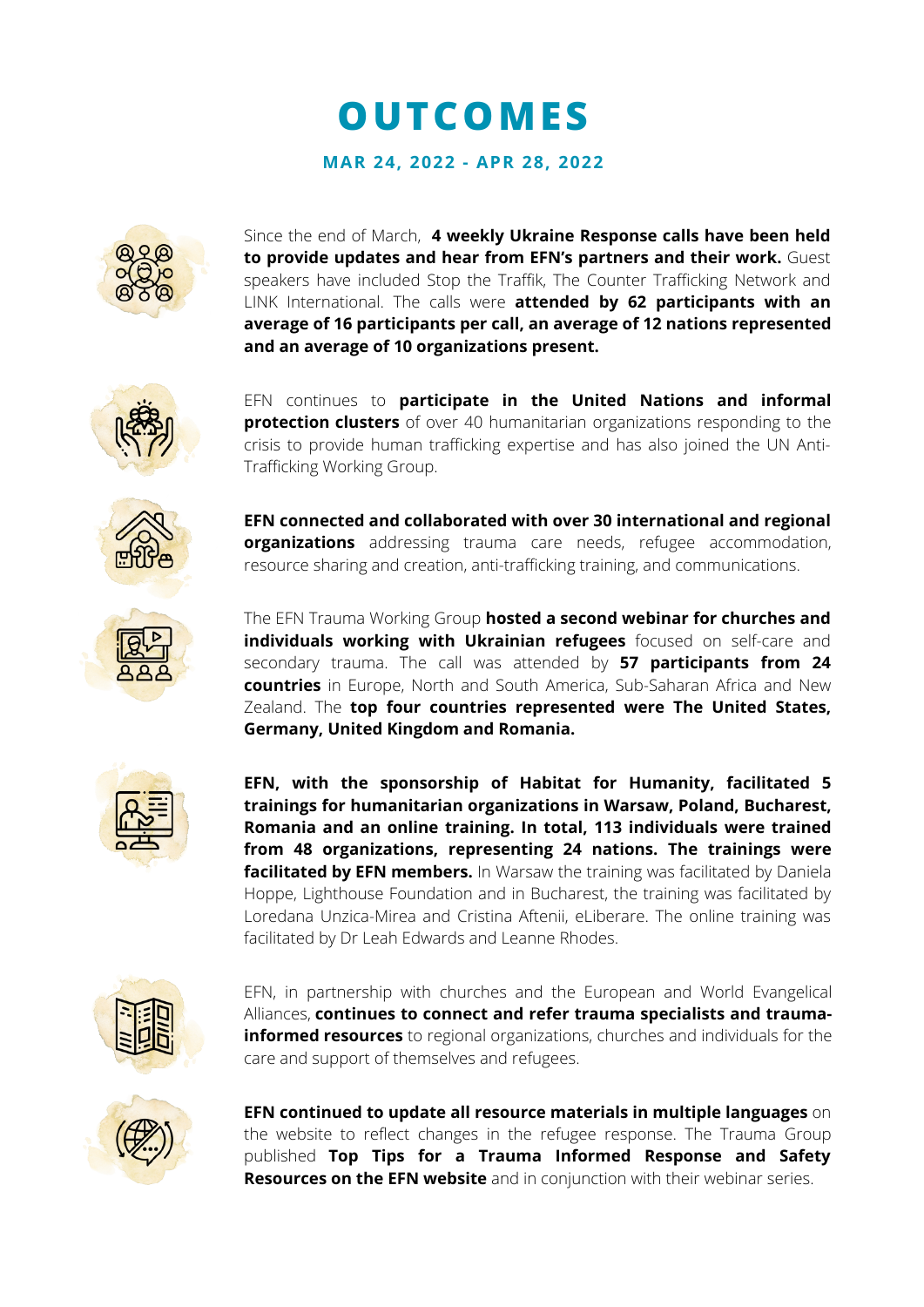# OUTCOMES

**MAR 24, 2022 - APR 28, 2022**

Since the end of March, **4 weekly Ukraine Response calls have been held to provide updates and hear from EFN's partners and their work.** Guest speakers have included Stop the Traffik, The Counter Trafficking Network and LINK International. The calls were **attended by 62 participants with an average of 16 participants per call, an average of 12 nations represented and an average of 10 organizations present.**

EFN continues to **participate in the United Nations and informal protection clusters** of over 40 humanitarian organizations responding to the crisis to provide human trafficking expertise and has also joined the UN Anti-Trafficking Working Group.

**EFN connected and collaborated with over 30 international and regional organizations** addressing trauma care needs, refugee accommodation, resource sharing and creation, anti-trafficking training, and communications.

The EFN Trauma Working Group **hosted a second webinar for churches and individuals working with Ukrainian refugees** focused on self-care and secondary trauma. The call was attended by **57 participants from 24 countries** in Europe, North and South America, Sub-Saharan Africa and New Zealand. The **top four countries represented were The United States, Germany, United Kingdom and Romania.**

**EFN, with the sponsorship of Habitat for Humanity, facilitated 5 trainings for humanitarian organizations in Warsaw, Poland, Bucharest, Romania and an online training. In total, 113 individuals were trained from 48 organizations, representing 24 nations. The trainings were facilitated by EFN members.** In Warsaw the training was facilitated by Daniela Hoppe, Lighthouse Foundation and in Bucharest, the training was facilitated by Loredana Unzica-Mirea and Cristina Aftenii, eLiberare. The online training was facilitated by Dr Leah Edwards and Leanne Rhodes.

EFN, in partnership with churches and the European and World Evangelical Alliances, **continues to connect and refer trauma specialists and trauma-informed resources** to regional organizations, churches and individuals for the care and support of themselves and refugees.

**EFN continued to update all resource materials in multiple languages** on the website to reflect changes in the refugee response. The Trauma Group published **Top Tips for a Trauma Informed Response and Safety Resources on the EFN website** and in conjunction with their webinar series.